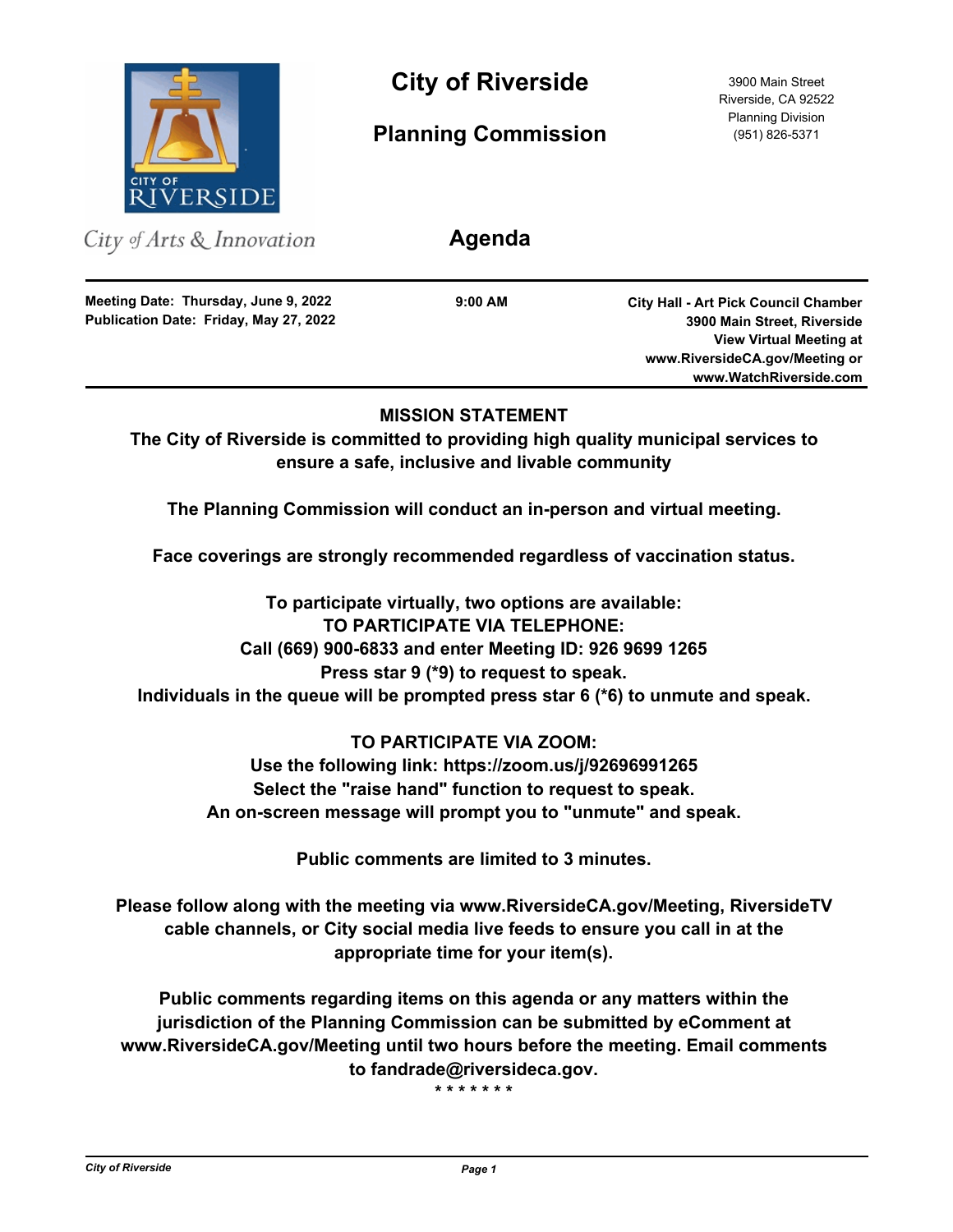# City of Riverside

## Planning Commission

3900 Main Street
Riverside, CA 92522
Planning Division
(951) 826-5371

City of Arts & Innovation

## Agenda

**Meeting Date: Thursday, June 9, 2022**
**Publication Date: Friday, May 27, 2022**

**9:00 AM**

**City Hall - Art Pick Council Chamber**
**3900 Main Street, Riverside**
**View Virtual Meeting at**
**www.RiversideCA.gov/Meeting or**
**www.WatchRiverside.com**

---

**MISSION STATEMENT**
**The City of Riverside is committed to providing high quality municipal services to ensure a safe, inclusive and livable community**

**The Planning Commission will conduct an in-person and virtual meeting.**

**Face coverings are strongly recommended regardless of vaccination status.**

**To participate virtually, two options are available:**
**TO PARTICIPATE VIA TELEPHONE:**
**Call (669) 900-6833 and enter Meeting ID: 926 9699 1265**
**Press star 9 (*9) to request to speak.**
**Individuals in the queue will be prompted press star 6 (*6) to unmute and speak.**

**TO PARTICIPATE VIA ZOOM:**
**Use the following link: https://zoom.us/j/92696991265**
**Select the "raise hand" function to request to speak.**
**An on-screen message will prompt you to "unmute" and speak.**

**Public comments are limited to 3 minutes.**

**Please follow along with the meeting via www.RiversideCA.gov/Meeting, RiversideTV cable channels, or City social media live feeds to ensure you call in at the appropriate time for your item(s).**

**Public comments regarding items on this agenda or any matters within the jurisdiction of the Planning Commission can be submitted by eComment at www.RiversideCA.gov/Meeting until two hours before the meeting. Email comments to fandrade@riversideca.gov.**

*******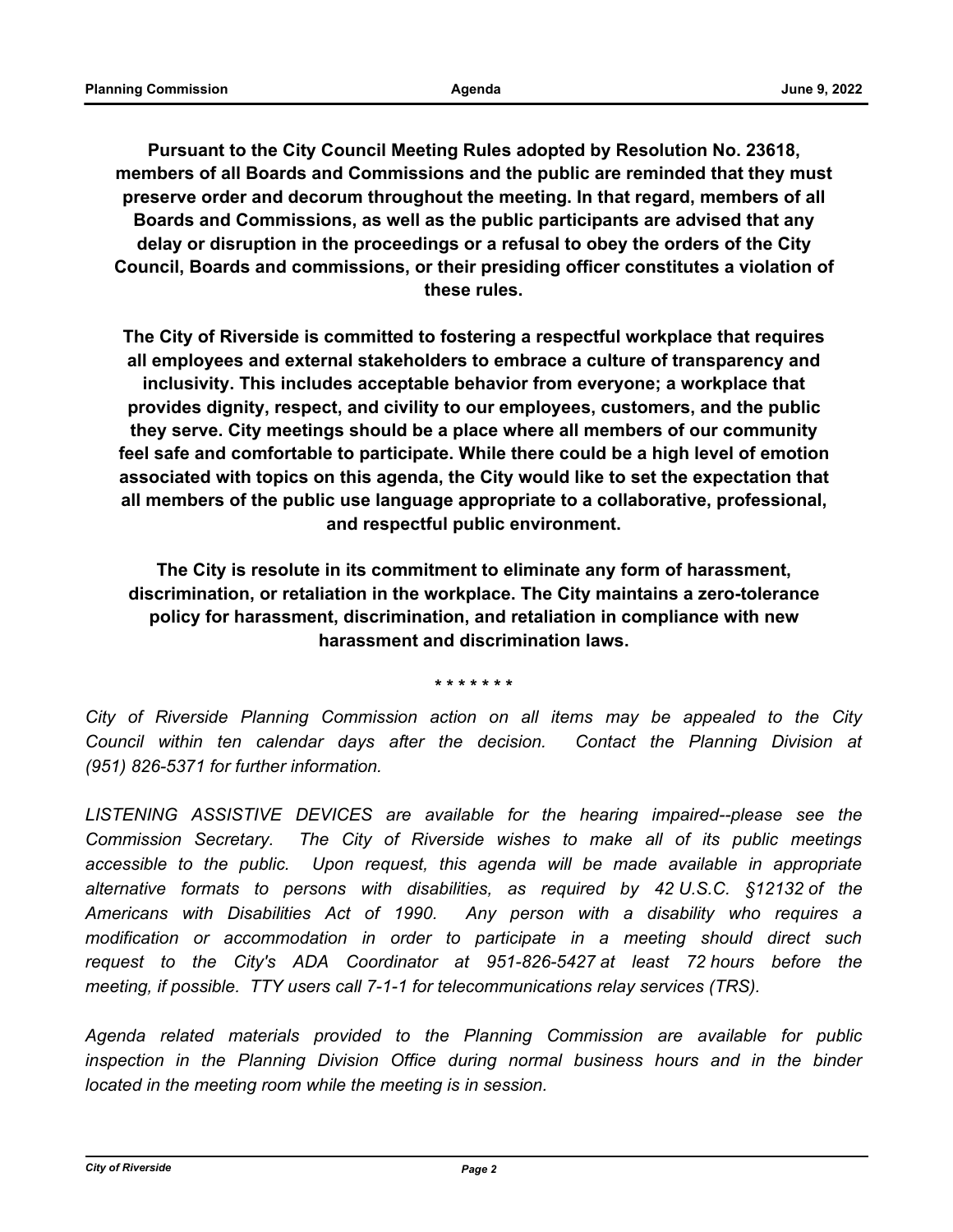**Pursuant to the City Council Meeting Rules adopted by Resolution No. 23618, members of all Boards and Commissions and the public are reminded that they must preserve order and decorum throughout the meeting. In that regard, members of all Boards and Commissions, as well as the public participants are advised that any delay or disruption in the proceedings or a refusal to obey the orders of the City Council, Boards and commissions, or their presiding officer constitutes a violation of these rules.**

**The City of Riverside is committed to fostering a respectful workplace that requires all employees and external stakeholders to embrace a culture of transparency and inclusivity. This includes acceptable behavior from everyone; a workplace that provides dignity, respect, and civility to our employees, customers, and the public they serve. City meetings should be a place where all members of our community feel safe and comfortable to participate. While there could be a high level of emotion associated with topics on this agenda, the City would like to set the expectation that all members of the public use language appropriate to a collaborative, professional, and respectful public environment.**

**The City is resolute in its commitment to eliminate any form of harassment, discrimination, or retaliation in the workplace. The City maintains a zero-tolerance policy for harassment, discrimination, and retaliation in compliance with new harassment and discrimination laws.**

\* \* \* \* \* \* \*

*City of Riverside Planning Commission action on all items may be appealed to the City Council within ten calendar days after the decision. Contact the Planning Division at (951) 826-5371 for further information.*

*LISTENING ASSISTIVE DEVICES are available for the hearing impaired--please see the Commission Secretary. The City of Riverside wishes to make all of its public meetings accessible to the public. Upon request, this agenda will be made available in appropriate alternative formats to persons with disabilities, as required by 42 U.S.C. §12132 of the Americans with Disabilities Act of 1990. Any person with a disability who requires a modification or accommodation in order to participate in a meeting should direct such request to the City's ADA Coordinator at 951-826-5427 at least 72 hours before the meeting, if possible. TTY users call 7-1-1 for telecommunications relay services (TRS).*

*Agenda related materials provided to the Planning Commission are available for public inspection in the Planning Division Office during normal business hours and in the binder located in the meeting room while the meeting is in session.*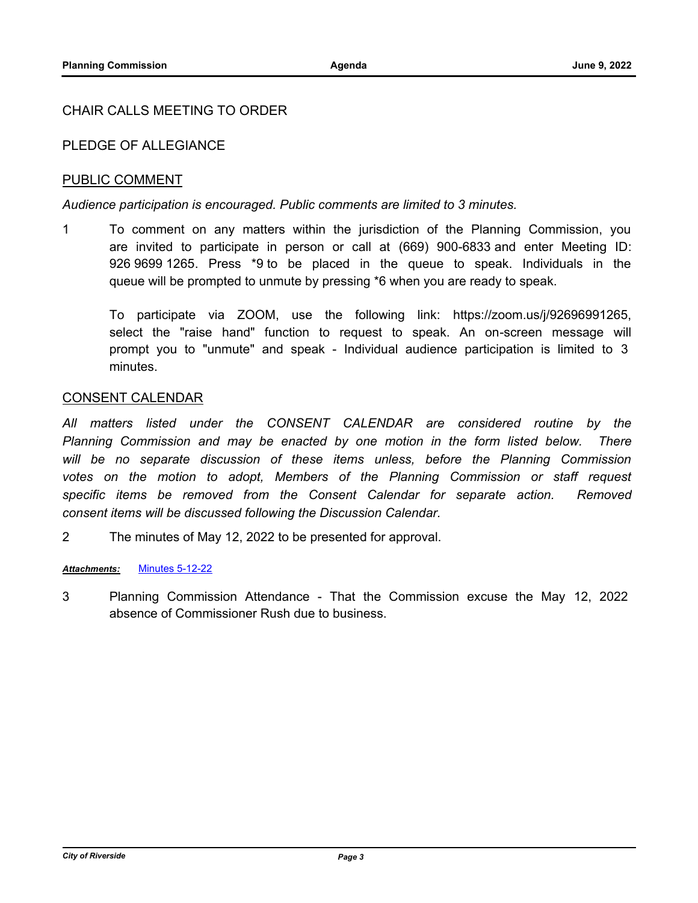CHAIR CALLS MEETING TO ORDER

PLEDGE OF ALLEGIANCE

## PUBLIC COMMENT

*Audience participation is encouraged. Public comments are limited to 3 minutes.*

1 To comment on any matters within the jurisdiction of the Planning Commission, you are invited to participate in person or call at (669) 900-6833 and enter Meeting ID: 926 9699 1265. Press *9 to be placed in the queue to speak. Individuals in the queue will be prompted to unmute by pressing *6 when you are ready to speak.

   To participate via ZOOM, use the following link: https://zoom.us/j/92696991265, select the "raise hand" function to request to speak. An on-screen message will prompt you to "unmute" and speak - Individual audience participation is limited to 3 minutes.

## CONSENT CALENDAR

*All matters listed under the CONSENT CALENDAR are considered routine by the Planning Commission and may be enacted by one motion in the form listed below. There will be no separate discussion of these items unless, before the Planning Commission votes on the motion to adopt, Members of the Planning Commission or staff request specific items be removed from the Consent Calendar for separate action. Removed consent items will be discussed following the Discussion Calendar.*

2 The minutes of May 12, 2022 to be presented for approval.

***Attachments:*** Minutes 5-12-22

3 Planning Commission Attendance - That the Commission excuse the May 12, 2022 absence of Commissioner Rush due to business.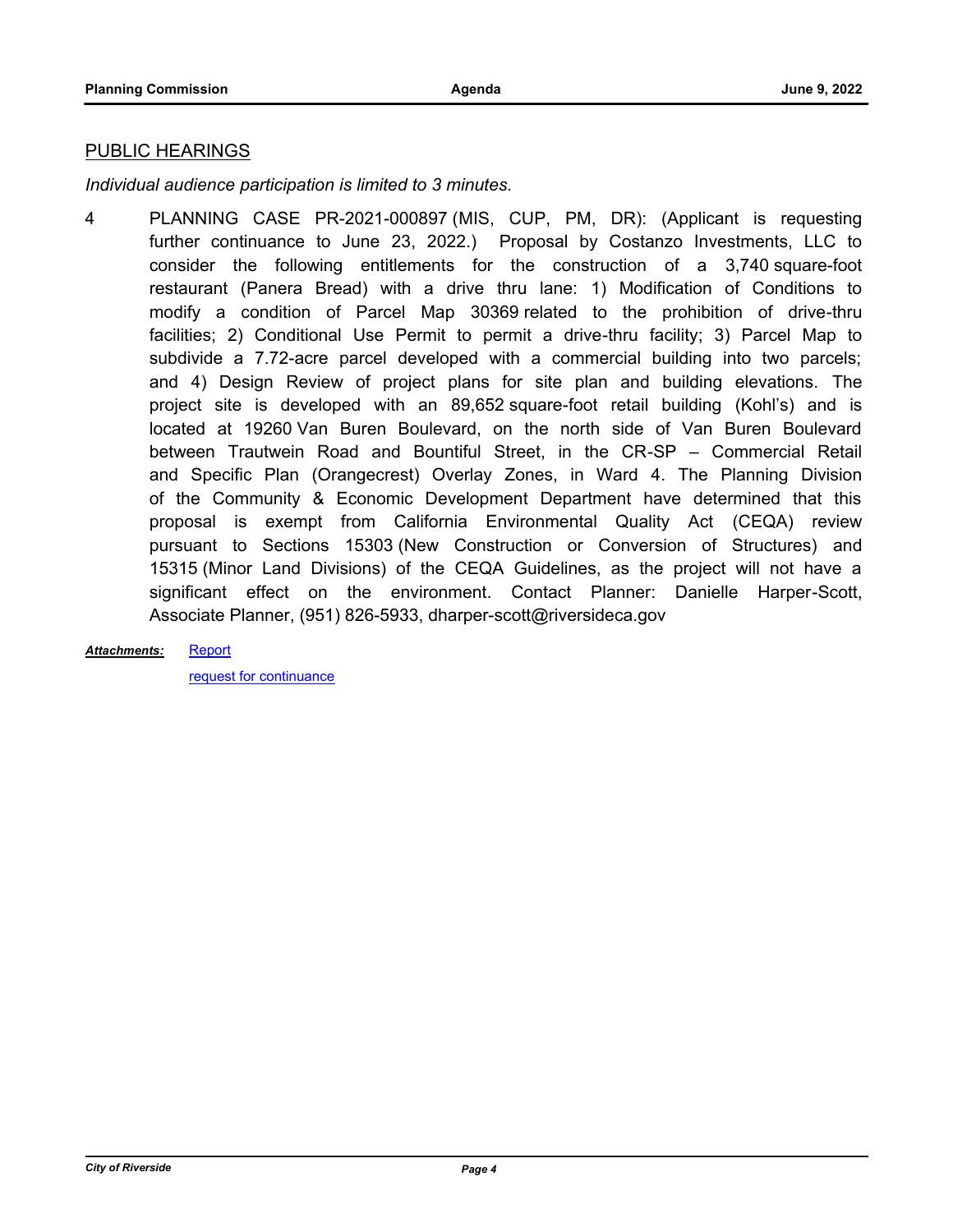## PUBLIC HEARINGS

*Individual audience participation is limited to 3 minutes.*

4 PLANNING CASE PR-2021-000897 (MIS, CUP, PM, DR): (Applicant is requesting further continuance to June 23, 2022.) Proposal by Costanzo Investments, LLC to consider the following entitlements for the construction of a 3,740 square-foot restaurant (Panera Bread) with a drive thru lane: 1) Modification of Conditions to modify a condition of Parcel Map 30369 related to the prohibition of drive-thru facilities; 2) Conditional Use Permit to permit a drive-thru facility; 3) Parcel Map to subdivide a 7.72-acre parcel developed with a commercial building into two parcels; and 4) Design Review of project plans for site plan and building elevations. The project site is developed with an 89,652 square-foot retail building (Kohl's) and is located at 19260 Van Buren Boulevard, on the north side of Van Buren Boulevard between Trautwein Road and Bountiful Street, in the CR-SP – Commercial Retail and Specific Plan (Orangecrest) Overlay Zones, in Ward 4. The Planning Division of the Community & Economic Development Department have determined that this proposal is exempt from California Environmental Quality Act (CEQA) review pursuant to Sections 15303 (New Construction or Conversion of Structures) and 15315 (Minor Land Divisions) of the CEQA Guidelines, as the project will not have a significant effect on the environment. Contact Planner: Danielle Harper-Scott, Associate Planner, (951) 826-5933, dharper-scott@riversideca.gov

***Attachments:*** Report

request for continuance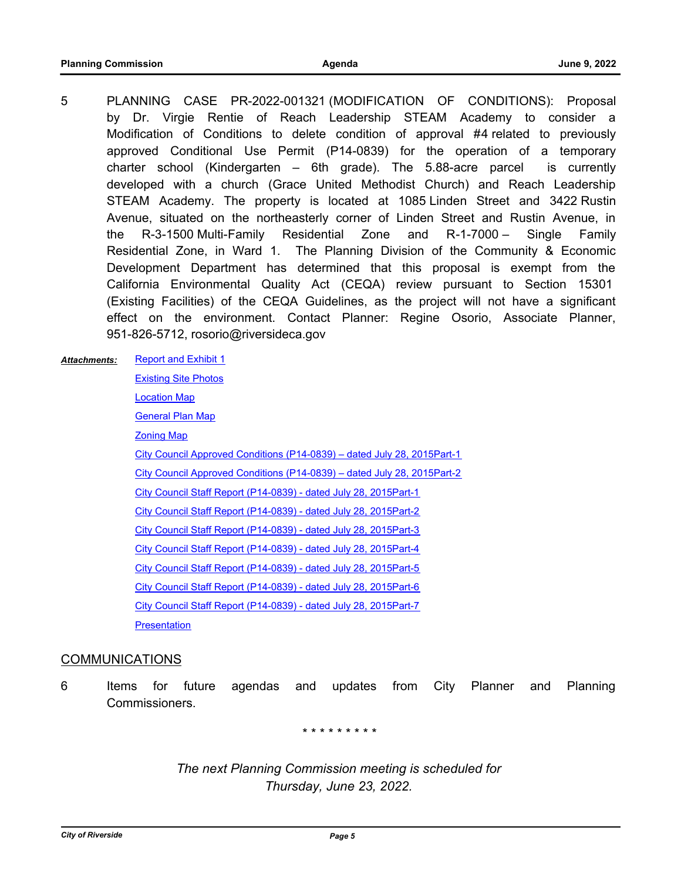5 PLANNING CASE PR-2022-001321 (MODIFICATION OF CONDITIONS): Proposal by Dr. Virgie Rentie of Reach Leadership STEAM Academy to consider a Modification of Conditions to delete condition of approval #4 related to previously approved Conditional Use Permit (P14-0839) for the operation of a temporary charter school (Kindergarten – 6th grade). The 5.88-acre parcel is currently developed with a church (Grace United Methodist Church) and Reach Leadership STEAM Academy. The property is located at 1085 Linden Street and 3422 Rustin Avenue, situated on the northeasterly corner of Linden Street and Rustin Avenue, in the R-3-1500 Multi-Family Residential Zone and R-1-7000 – Single Family Residential Zone, in Ward 1. The Planning Division of the Community & Economic Development Department has determined that this proposal is exempt from the California Environmental Quality Act (CEQA) review pursuant to Section 15301 (Existing Facilities) of the CEQA Guidelines, as the project will not have a significant effect on the environment. Contact Planner: Regine Osorio, Associate Planner, 951-826-5712, rosorio@riversideca.gov

***Attachments:***

- Report and Exhibit 1
- Existing Site Photos
- Location Map
- General Plan Map
- Zoning Map
- City Council Approved Conditions (P14-0839) – dated July 28, 2015Part-1
- City Council Approved Conditions (P14-0839) – dated July 28, 2015Part-2
- City Council Staff Report (P14-0839) - dated July 28, 2015Part-1
- City Council Staff Report (P14-0839) - dated July 28, 2015Part-2
- City Council Staff Report (P14-0839) - dated July 28, 2015Part-3
- City Council Staff Report (P14-0839) - dated July 28, 2015Part-4
- City Council Staff Report (P14-0839) - dated July 28, 2015Part-5
- City Council Staff Report (P14-0839) - dated July 28, 2015Part-6
- City Council Staff Report (P14-0839) - dated July 28, 2015Part-7
- Presentation

## COMMUNICATIONS

6 Items for future agendas and updates from City Planner and Planning Commissioners.

\* \* \* \* \* \* \* \* \*

*The next Planning Commission meeting is scheduled for Thursday, June 23, 2022.*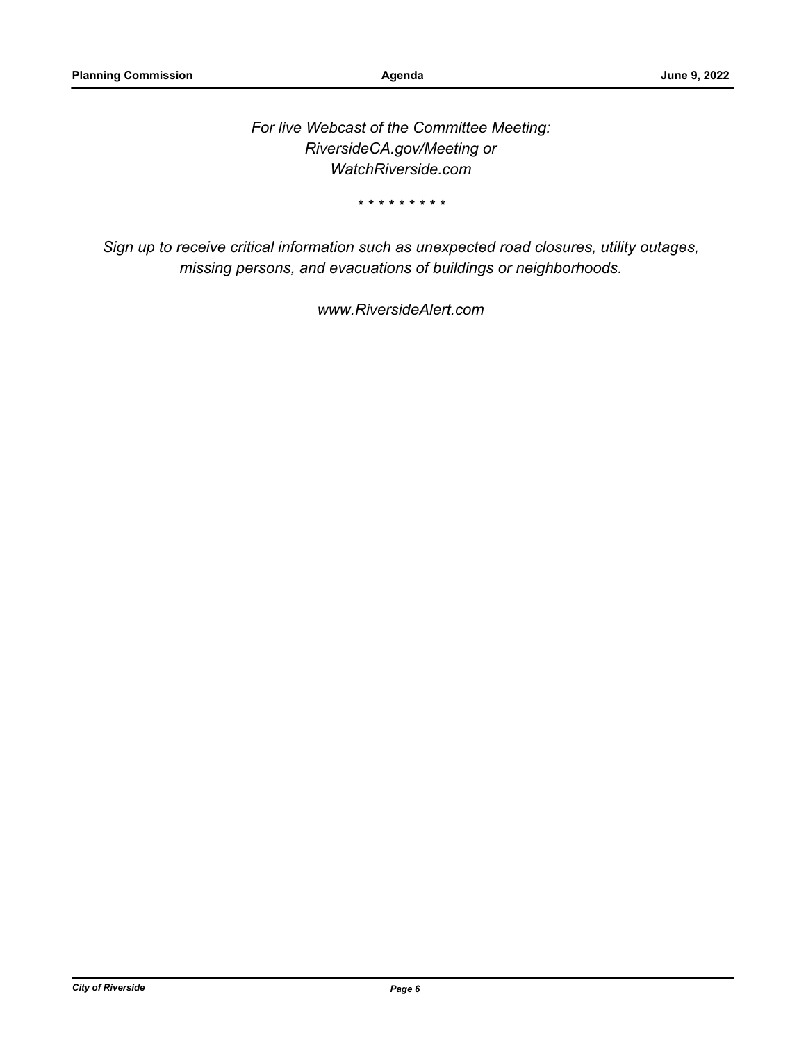*For live Webcast of the Committee Meeting:*
*RiversideCA.gov/Meeting or*
*WatchRiverside.com*

\* \* \* \* \* \* \* \* \*

*Sign up to receive critical information such as unexpected road closures, utility outages, missing persons, and evacuations of buildings or neighborhoods.*

*www.RiversideAlert.com*